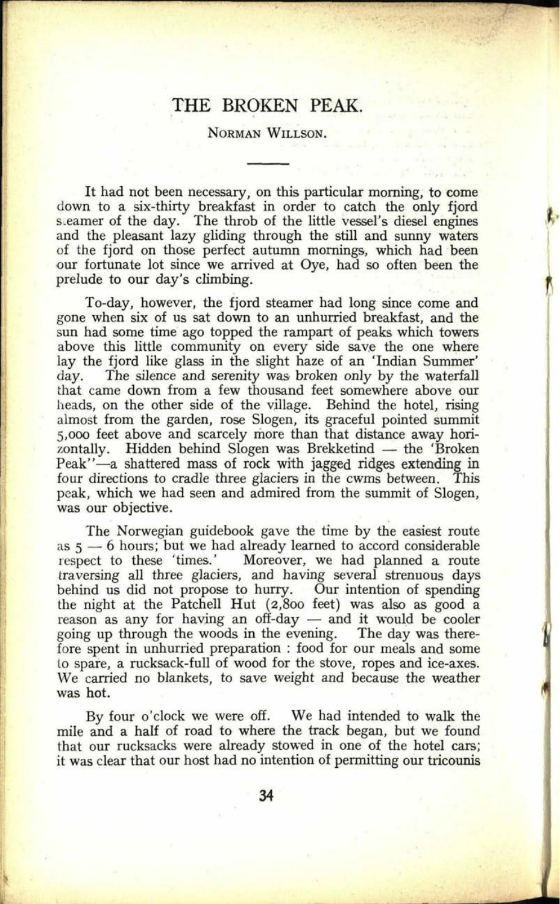# THE BROKEN PEAK.

NORMAN WILLSON.

---

It had not been necessary, on this particular morning, to come down to a six-thirty breakfast in order to catch the only fjord steamer of the day. The throb of the little vessel's diesel engines and the pleasant lazy gliding through the still and sunny waters of the fjord on those perfect autumn mornings, which had been our fortunate lot since we arrived at Oye, had so often been the prelude to our day's climbing.

To-day, however, the fjord steamer had long since come and gone when six of us sat down to an unhurried breakfast, and the sun had some time ago topped the rampart of peaks which towers above this little community on every side save the one where lay the fjord like glass in the slight haze of an 'Indian Summer' day. The silence and serenity was broken only by the waterfall that came down from a few thousand feet somewhere above our heads, on the other side of the village. Behind the hotel, rising almost from the garden, rose Slogen, its graceful pointed summit 5,000 feet above and scarcely more than that distance away horizontally. Hidden behind Slogen was Brekketind — the 'Broken Peak''—a shattered mass of rock with jagged ridges extending in four directions to cradle three glaciers in the cwms between. This peak, which we had seen and admired from the summit of Slogen, was our objective.

The Norwegian guidebook gave the time by the easiest route as 5 — 6 hours; but we had already learned to accord considerable respect to these 'times.' Moreover, we had planned a route traversing all three glaciers, and having several strenuous days behind us did not propose to hurry. Our intention of spending the night at the Patchell Hut (2,800 feet) was also as good a reason as any for having an off-day — and it would be cooler going up through the woods in the evening. The day was therefore spent in unhurried preparation : food for our meals and some to spare, a rucksack-full of wood for the stove, ropes and ice-axes. We carried no blankets, to save weight and because the weather was hot.

By four o'clock we were off. We had intended to walk the mile and a half of road to where the track began, but we found that our rucksacks were already stowed in one of the hotel cars; it was clear that our host had no intention of permitting our tricounis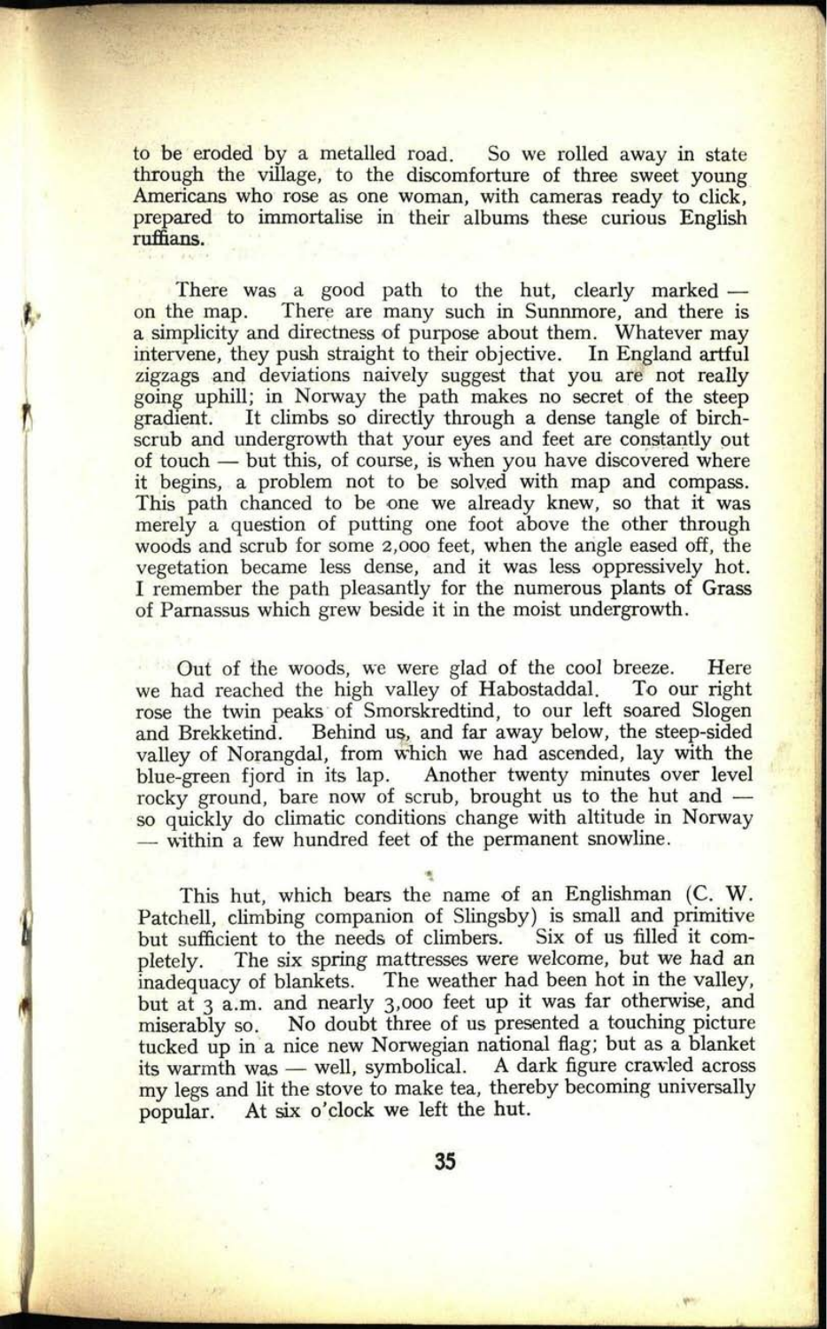to be eroded by a metalled road. So we rolled away in state through the village, to the discomforture of three sweet young Americans who rose as one woman, with cameras ready to click, prepared to immortalise in their albums these curious English ruffians.

There was a good path to the hut, clearly marked — on the map. There are many such in Sunnmore, and there is a simplicity and directness of purpose about them. Whatever may intervene, they push straight to their objective. In England artful zigzags and deviations naively suggest that you are not really going uphill; in Norway the path makes no secret of the steep gradient. It climbs so directly through a dense tangle of birch-scrub and undergrowth that your eyes and feet are constantly out of touch — but this, of course, is when you have discovered where it begins, a problem not to be solved with map and compass. This path chanced to be one we already knew, so that it was merely a question of putting one foot above the other through woods and scrub for some 2,000 feet, when the angle eased off, the vegetation became less dense, and it was less oppressively hot. I remember the path pleasantly for the numerous plants of Grass of Parnassus which grew beside it in the moist undergrowth.

Out of the woods, we were glad of the cool breeze. Here we had reached the high valley of Habostaddal. To our right rose the twin peaks of Smorskredtind, to our left soared Slogen and Brekketind. Behind us, and far away below, the steep-sided valley of Norangdal, from which we had ascended, lay with the blue-green fjord in its lap. Another twenty minutes over level rocky ground, bare now of scrub, brought us to the hut and — so quickly do climatic conditions change with altitude in Norway — within a few hundred feet of the permanent snowline.

This hut, which bears the name of an Englishman (C. W. Patchell, climbing companion of Slingsby) is small and primitive but sufficient to the needs of climbers. Six of us filled it completely. The six spring mattresses were welcome, but we had an inadequacy of blankets. The weather had been hot in the valley, but at 3 a.m. and nearly 3,000 feet up it was far otherwise, and miserably so. No doubt three of us presented a touching picture tucked up in a nice new Norwegian national flag; but as a blanket its warmth was — well, symbolical. A dark figure crawled across my legs and lit the stove to make tea, thereby becoming universally popular. At six o'clock we left the hut.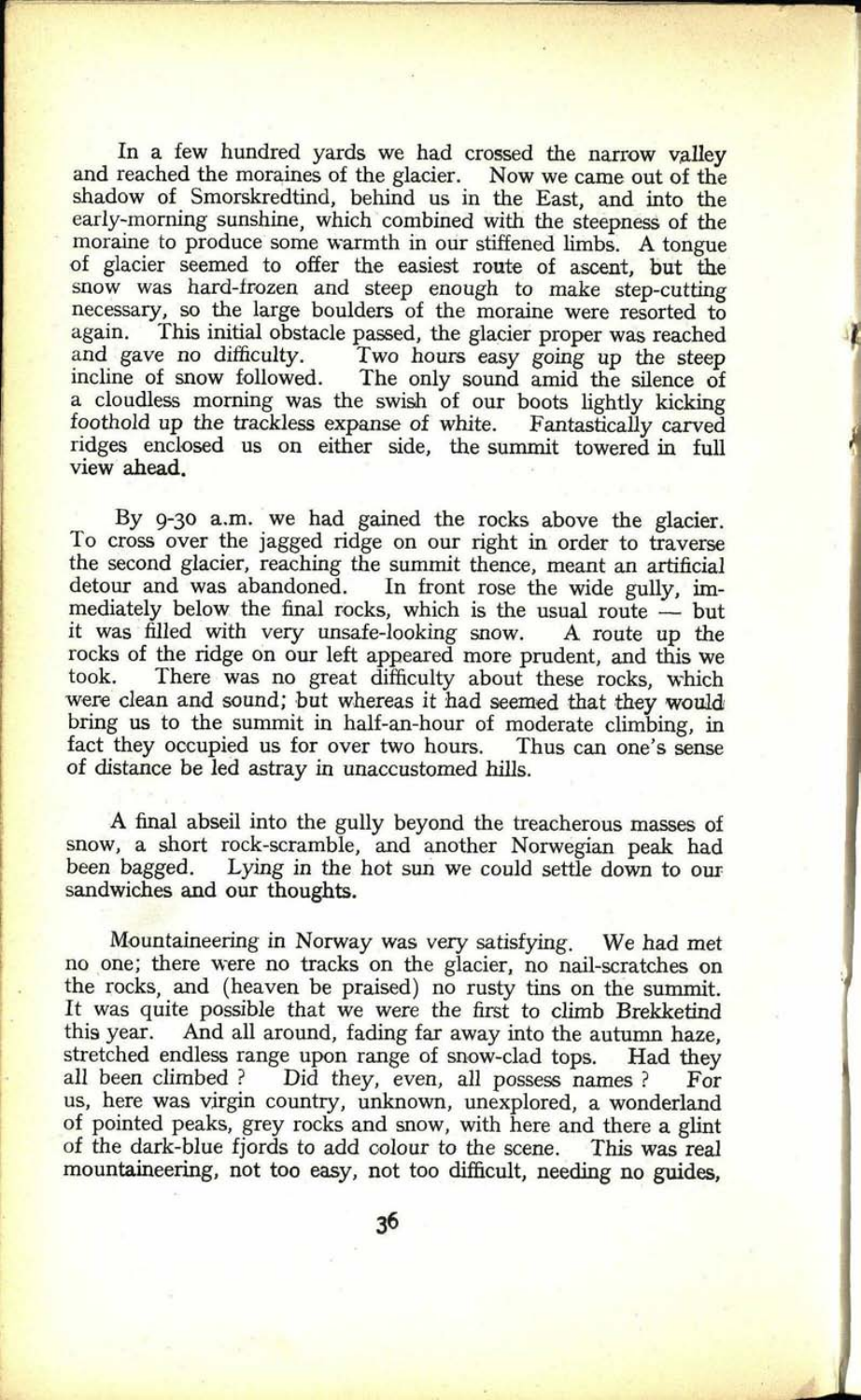In a few hundred yards we had crossed the narrow valley and reached the moraines of the glacier. Now we came out of the shadow of Smorskredtind, behind us in the East, and into the early-morning sunshine, which combined with the steepness of the moraine to produce some warmth in our stiffened limbs. A tongue of glacier seemed to offer the easiest route of ascent, but the snow was hard-frozen and steep enough to make step-cutting necessary, so the large boulders of the moraine were resorted to again. This initial obstacle passed, the glacier proper was reached and gave no difficulty. Two hours easy going up the steep incline of snow followed. The only sound amid the silence of a cloudless morning was the swish of our boots lightly kicking foothold up the trackless expanse of white. Fantastically carved ridges enclosed us on either side, the summit towered in full view ahead.

By 9-30 a.m. we had gained the rocks above the glacier. To cross over the jagged ridge on our right in order to traverse the second glacier, reaching the summit thence, meant an artificial detour and was abandoned. In front rose the wide gully, immediately below the final rocks, which is the usual route — but it was filled with very unsafe-looking snow. A route up the rocks of the ridge on our left appeared more prudent, and this we took. There was no great difficulty about these rocks, which were clean and sound; but whereas it had seemed that they would bring us to the summit in half-an-hour of moderate climbing, in fact they occupied us for over two hours. Thus can one's sense of distance be led astray in unaccustomed hills.

A final abseil into the gully beyond the treacherous masses of snow, a short rock-scramble, and another Norwegian peak had been bagged. Lying in the hot sun we could settle down to our sandwiches and our thoughts.

Mountaineering in Norway was very satisfying. We had met no one; there were no tracks on the glacier, no nail-scratches on the rocks, and (heaven be praised) no rusty tins on the summit. It was quite possible that we were the first to climb Brekketind this year. And all around, fading far away into the autumn haze, stretched endless range upon range of snow-clad tops. Had they all been climbed ? Did they, even, all possess names ? For us, here was virgin country, unknown, unexplored, a wonderland of pointed peaks, grey rocks and snow, with here and there a glint of the dark-blue fjords to add colour to the scene. This was real mountaineering, not too easy, not too difficult, needing no guides,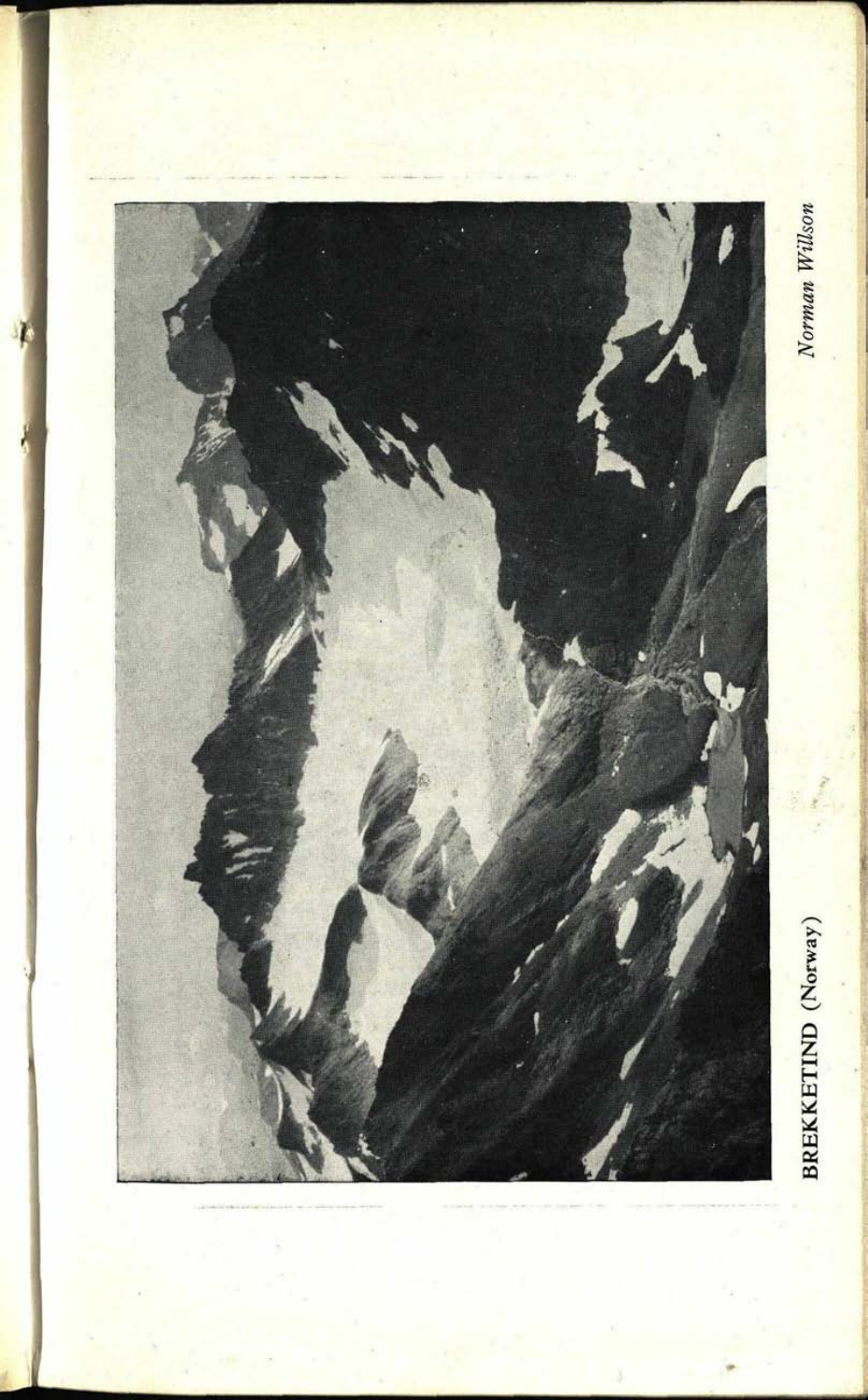BREKKETIND (Norway)

*Norman Willson*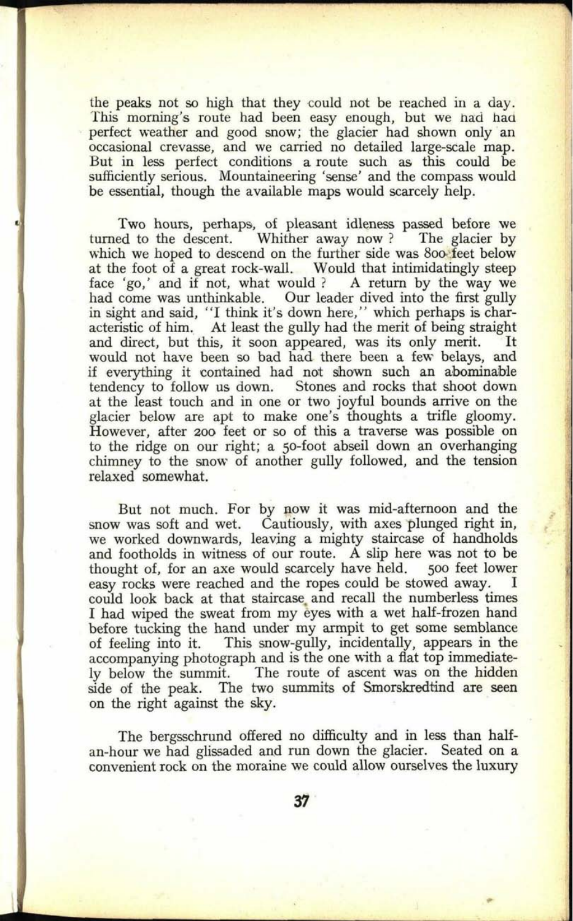the peaks not so high that they could not be reached in a day. This morning's route had been easy enough, but we had had perfect weather and good snow; the glacier had shown only an occasional crevasse, and we carried no detailed large-scale map. But in less perfect conditions a route such as this could be sufficiently serious. Mountaineering 'sense' and the compass would be essential, though the available maps would scarcely help.

Two hours, perhaps, of pleasant idleness passed before we turned to the descent. Whither away now ? The glacier by which we hoped to descend on the further side was 800 feet below at the foot of a great rock-wall. Would that intimidatingly steep face 'go,' and if not, what would ? A return by the way we had come was unthinkable. Our leader dived into the first gully in sight and said, "I think it's down here," which perhaps is characteristic of him. At least the gully had the merit of being straight and direct, but this, it soon appeared, was its only merit. It would not have been so bad had there been a few belays, and if everything it contained had not shown such an abominable tendency to follow us down. Stones and rocks that shoot down at the least touch and in one or two joyful bounds arrive on the glacier below are apt to make one's thoughts a trifle gloomy. However, after 200 feet or so of this a traverse was possible on to the ridge on our right; a 50-foot abseil down an overhanging chimney to the snow of another gully followed, and the tension relaxed somewhat.

But not much. For by now it was mid-afternoon and the snow was soft and wet. Cautiously, with axes plunged right in, we worked downwards, leaving a mighty staircase of handholds and footholds in witness of our route. A slip here was not to be thought of, for an axe would scarcely have held. 500 feet lower easy rocks were reached and the ropes could be stowed away. I could look back at that staircase and recall the numberless times I had wiped the sweat from my eyes with a wet half-frozen hand before tucking the hand under my armpit to get some semblance of feeling into it. This snow-gully, incidentally, appears in the accompanying photograph and is the one with a flat top immediately below the summit. The route of ascent was on the hidden side of the peak. The two summits of Smorskredtind are seen on the right against the sky.

The bergsschrund offered no difficulty and in less than half-an-hour we had glissaded and run down the glacier. Seated on a convenient rock on the moraine we could allow ourselves the luxury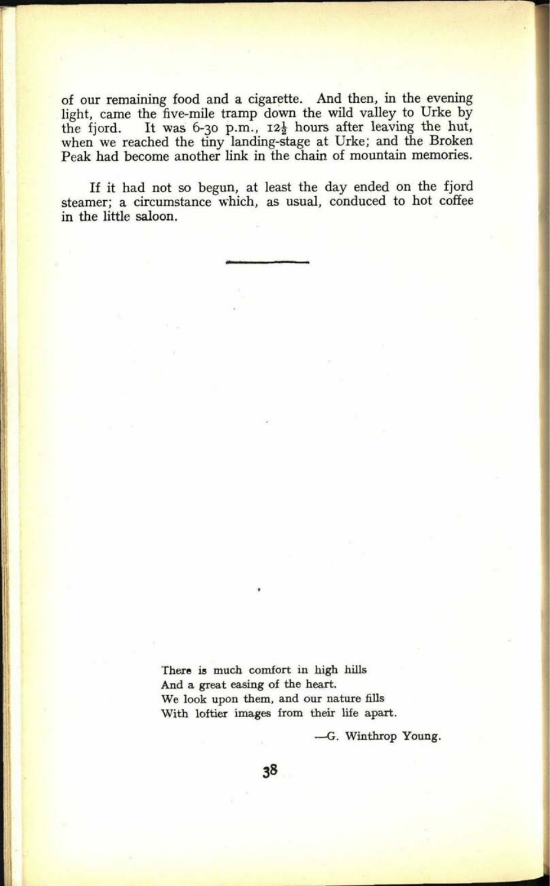of our remaining food and a cigarette. And then, in the evening light, came the five-mile tramp down the wild valley to Urke by the fjord. It was 6-30 p.m., 12½ hours after leaving the hut, when we reached the tiny landing-stage at Urke; and the Broken Peak had become another link in the chain of mountain memories.

If it had not so begun, at least the day ended on the fjord steamer; a circumstance which, as usual, conduced to hot coffee in the little saloon.

---

There is much comfort in high hills  
And a great easing of the heart.  
We look upon them, and our nature fills  
With loftier images from their life apart.

—G. Winthrop Young.